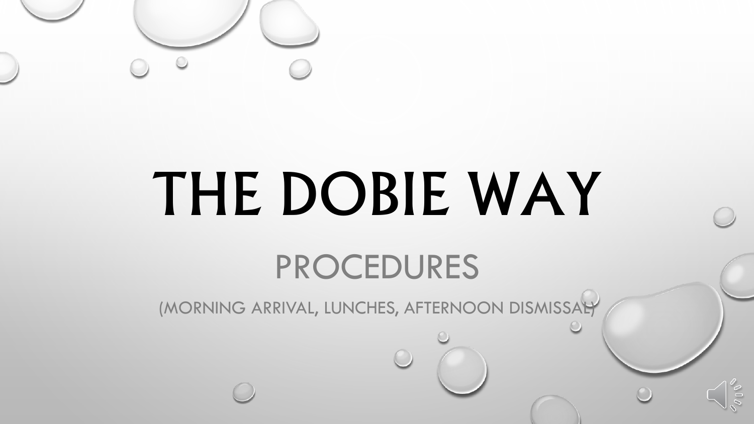# THE DOBIE WAY

## PROCEDURES

(MORNING ARRIVAL, LUNCHES, AFTERNOON DISMISSAL)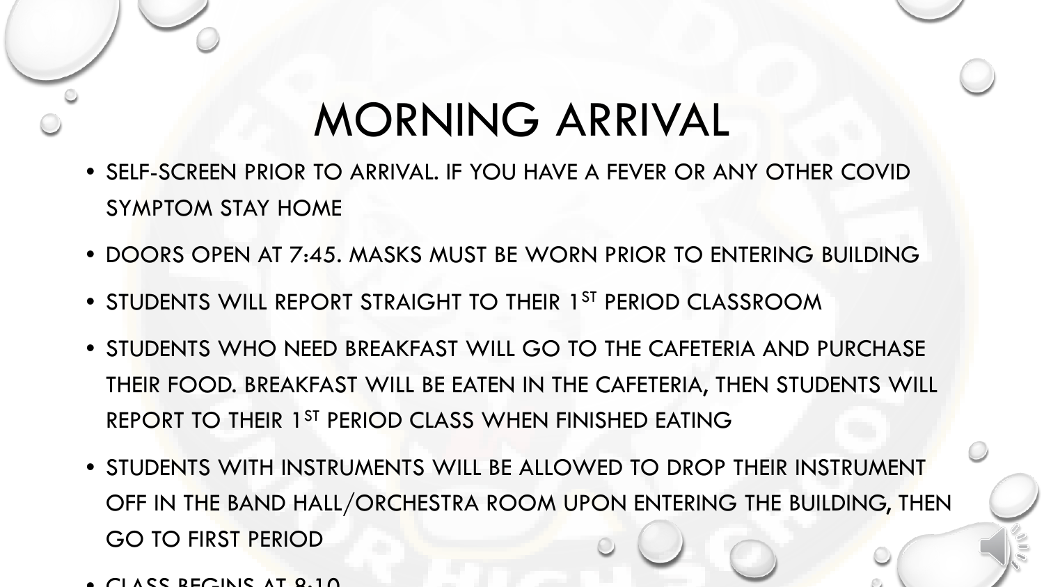# MORNING ARRIVAL

- SELF-SCREEN PRIOR TO ARRIVAL. IF YOU HAVE A FEVER OR ANY OTHER COVID SYMPTOM STAY HOME
- DOORS OPEN AT 7:45. MASKS MUST BE WORN PRIOR TO ENTERING BUILDING
- STUDENTS WILL REPORT STRAIGHT TO THEIR 1ST PERIOD CLASSROOM
- STUDENTS WHO NEED BREAKFAST WILL GO TO THE CAFETERIA AND PURCHASE THEIR FOOD. BREAKFAST WILL BE EATEN IN THE CAFETERIA, THEN STUDENTS WILL REPORT TO THEIR 1ST PERIOD CLASS WHEN FINISHED EATING
- STUDENTS WITH INSTRUMENTS WILL BE ALLOWED TO DROP THEIR INSTRUMENT OFF IN THE BAND HALL/ORCHESTRA ROOM UPON ENTERING THE BUILDING, THEN GO TO FIRST PERIOD
- CLASS BEGINS AT 8:10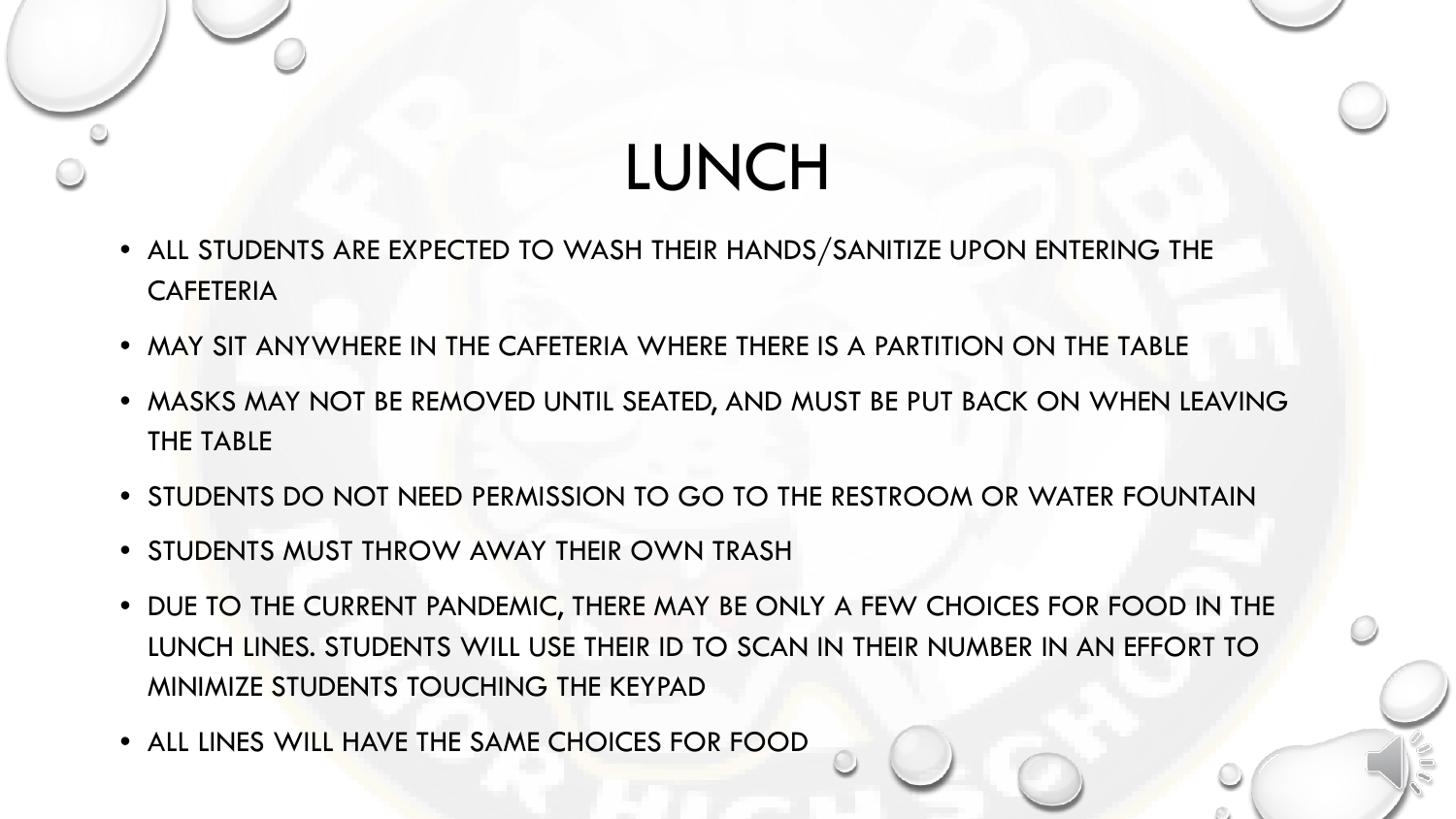# LUNCH

- ALL STUDENTS ARE EXPECTED TO WASH THEIR HANDS/SANITIZE UPON ENTERING THE CAFETERIA
- MAY SIT ANYWHERE IN THE CAFETERIA WHERE THERE IS A PARTITION ON THE TABLE
- MASKS MAY NOT BE REMOVED UNTIL SEATED, AND MUST BE PUT BACK ON WHEN LEAVING THE TABLE
- STUDENTS DO NOT NEED PERMISSION TO GO TO THE RESTROOM OR WATER FOUNTAIN
- STUDENTS MUST THROW AWAY THEIR OWN TRASH
- DUE TO THE CURRENT PANDEMIC, THERE MAY BE ONLY A FEW CHOICES FOR FOOD IN THE LUNCH LINES. STUDENTS WILL USE THEIR ID TO SCAN IN THEIR NUMBER IN AN EFFORT TO MINIMIZE STUDENTS TOUCHING THE KEYPAD
- ALL LINES WILL HAVE THE SAME CHOICES FOR FOOD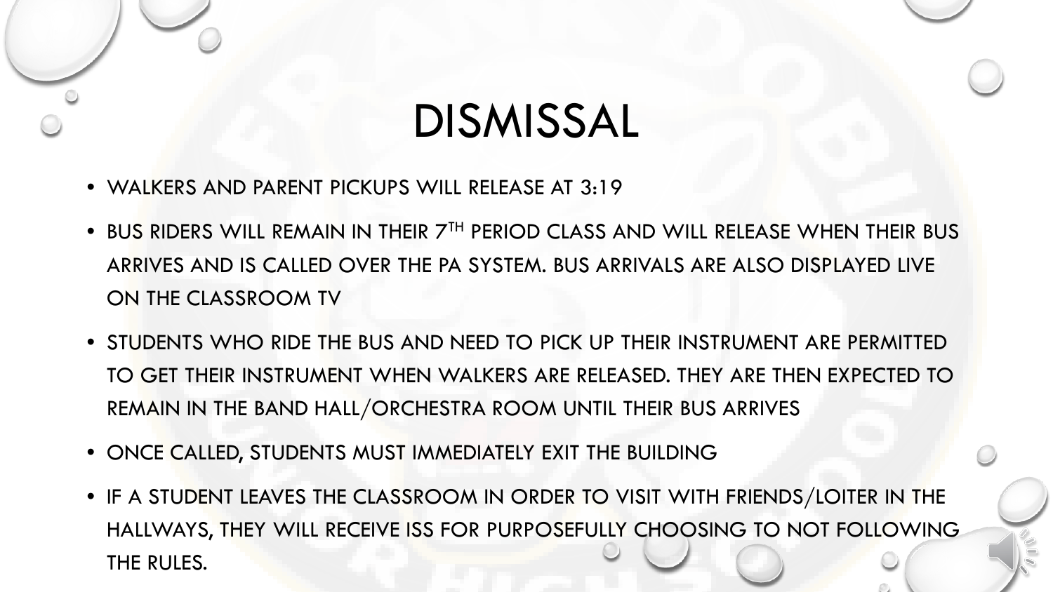# DISMISSAL

- WALKERS AND PARENT PICKUPS WILL RELEASE AT 3:19
- BUS RIDERS WILL REMAIN IN THEIR 7TH PERIOD CLASS AND WILL RELEASE WHEN THEIR BUS ARRIVES AND IS CALLED OVER THE PA SYSTEM. BUS ARRIVALS ARE ALSO DISPLAYED LIVE ON THE CLASSROOM TV
- STUDENTS WHO RIDE THE BUS AND NEED TO PICK UP THEIR INSTRUMENT ARE PERMITTED TO GET THEIR INSTRUMENT WHEN WALKERS ARE RELEASED. THEY ARE THEN EXPECTED TO REMAIN IN THE BAND HALL/ORCHESTRA ROOM UNTIL THEIR BUS ARRIVES
- ONCE CALLED, STUDENTS MUST IMMEDIATELY EXIT THE BUILDING
- IF A STUDENT LEAVES THE CLASSROOM IN ORDER TO VISIT WITH FRIENDS/LOITER IN THE HALLWAYS, THEY WILL RECEIVE ISS FOR PURPOSEFULLY CHOOSING TO NOT FOLLOWING THE RULES.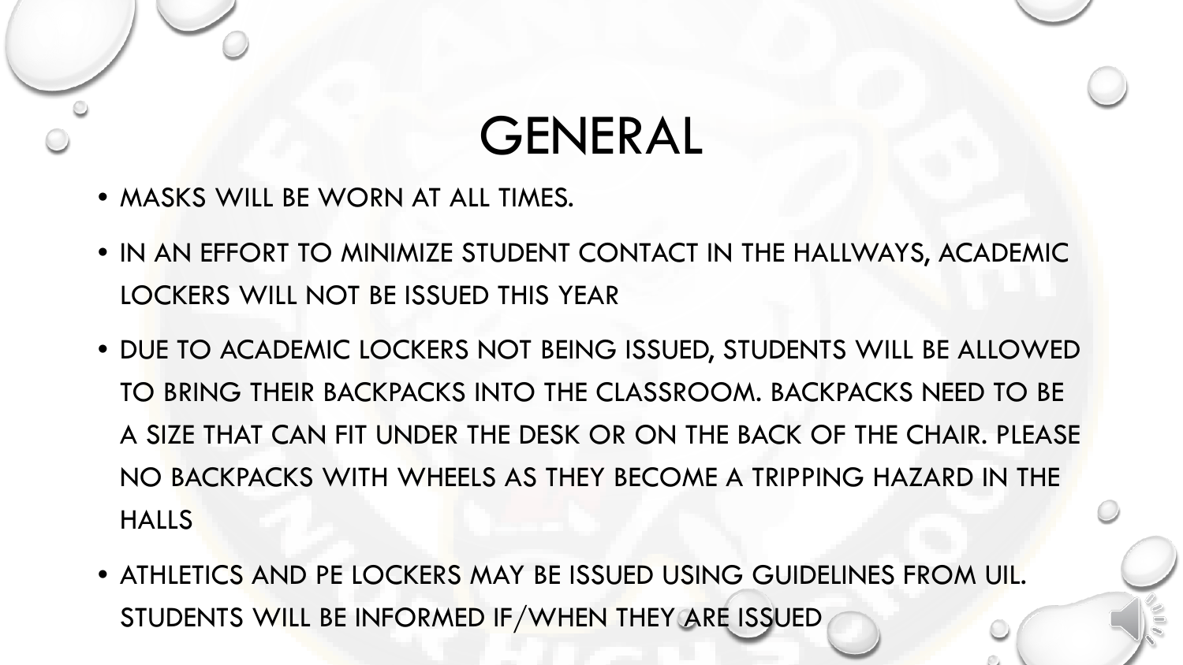# GENERAL

- MASKS WILL BE WORN AT ALL TIMES.
- IN AN EFFORT TO MINIMIZE STUDENT CONTACT IN THE HALLWAYS, ACADEMIC LOCKERS WILL NOT BE ISSUED THIS YEAR
- DUE TO ACADEMIC LOCKERS NOT BEING ISSUED, STUDENTS WILL BE ALLOWED TO BRING THEIR BACKPACKS INTO THE CLASSROOM. BACKPACKS NEED TO BE A SIZE THAT CAN FIT UNDER THE DESK OR ON THE BACK OF THE CHAIR. PLEASE NO BACKPACKS WITH WHEELS AS THEY BECOME A TRIPPING HAZARD IN THE HALLS
- ATHLETICS AND PE LOCKERS MAY BE ISSUED USING GUIDELINES FROM UIL. STUDENTS WILL BE INFORMED IF/WHEN THEY ARE ISSUED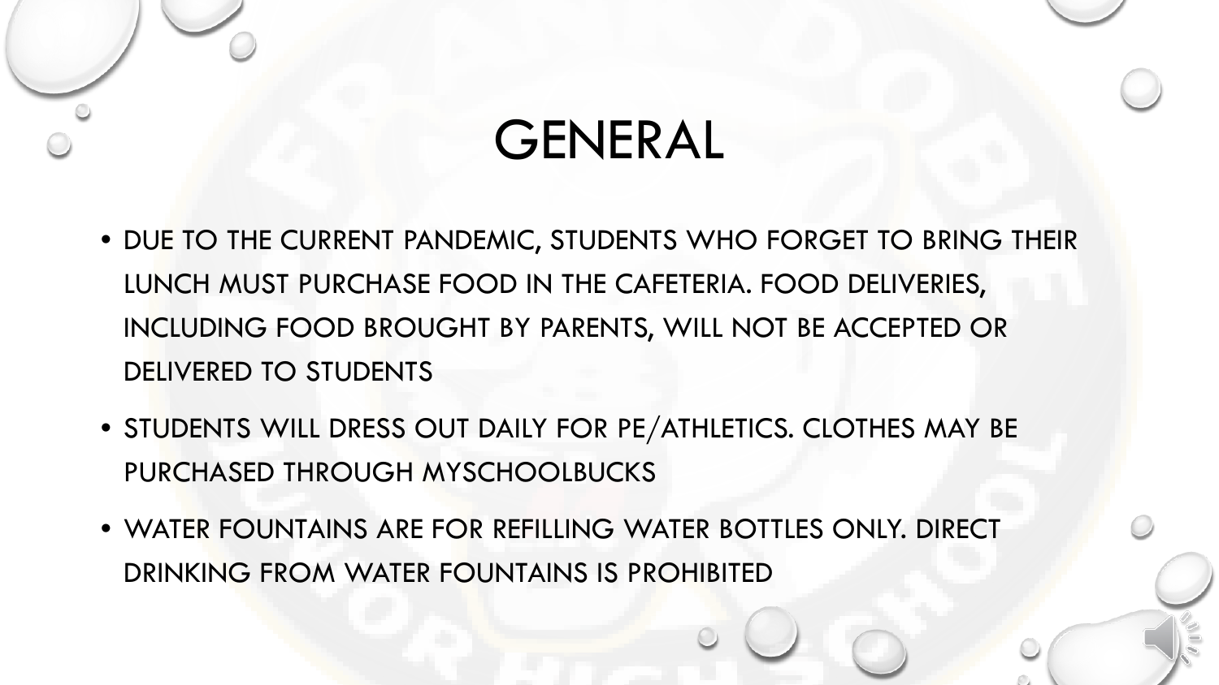# GENERAL

- DUE TO THE CURRENT PANDEMIC, STUDENTS WHO FORGET TO BRING THEIR LUNCH MUST PURCHASE FOOD IN THE CAFETERIA. FOOD DELIVERIES, INCLUDING FOOD BROUGHT BY PARENTS, WILL NOT BE ACCEPTED OR DELIVERED TO STUDENTS
- STUDENTS WILL DRESS OUT DAILY FOR PE/ATHLETICS. CLOTHES MAY BE PURCHASED THROUGH MYSCHOOLBUCKS
- WATER FOUNTAINS ARE FOR REFILLING WATER BOTTLES ONLY. DIRECT DRINKING FROM WATER FOUNTAINS IS PROHIBITED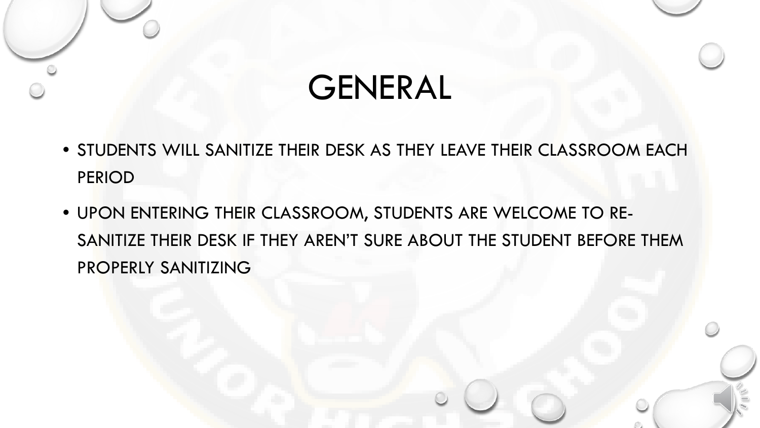# GENERAL

- STUDENTS WILL SANITIZE THEIR DESK AS THEY LEAVE THEIR CLASSROOM EACH PERIOD
- UPON ENTERING THEIR CLASSROOM, STUDENTS ARE WELCOME TO RE-SANITIZE THEIR DESK IF THEY AREN'T SURE ABOUT THE STUDENT BEFORE THEM PROPERLY SANITIZING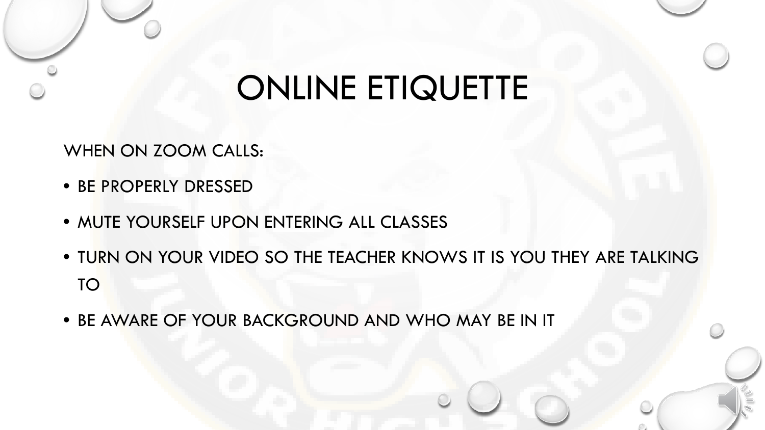# ONLINE ETIQUETTE

WHEN ON ZOOM CALLS:

- BE PROPERLY DRESSED
- MUTE YOURSELF UPON ENTERING ALL CLASSES
- TURN ON YOUR VIDEO SO THE TEACHER KNOWS IT IS YOU THEY ARE TALKING TO
- BE AWARE OF YOUR BACKGROUND AND WHO MAY BE IN IT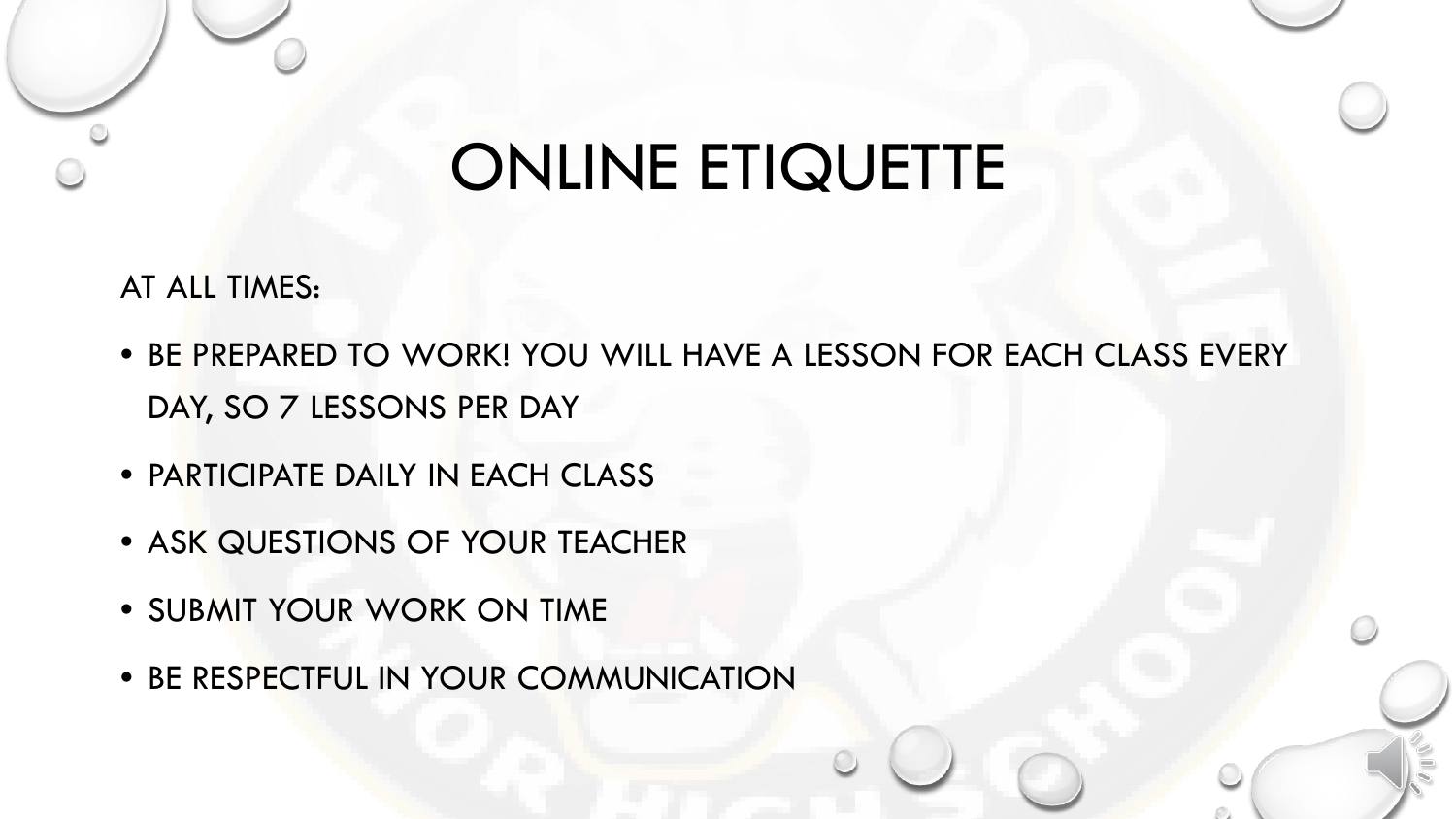# ONLINE ETIQUETTE

AT ALL TIMES:

- BE PREPARED TO WORK! YOU WILL HAVE A LESSON FOR EACH CLASS EVERY DAY, SO 7 LESSONS PER DAY
- PARTICIPATE DAILY IN EACH CLASS
- ASK QUESTIONS OF YOUR TEACHER
- SUBMIT YOUR WORK ON TIME
- BE RESPECTFUL IN YOUR COMMUNICATION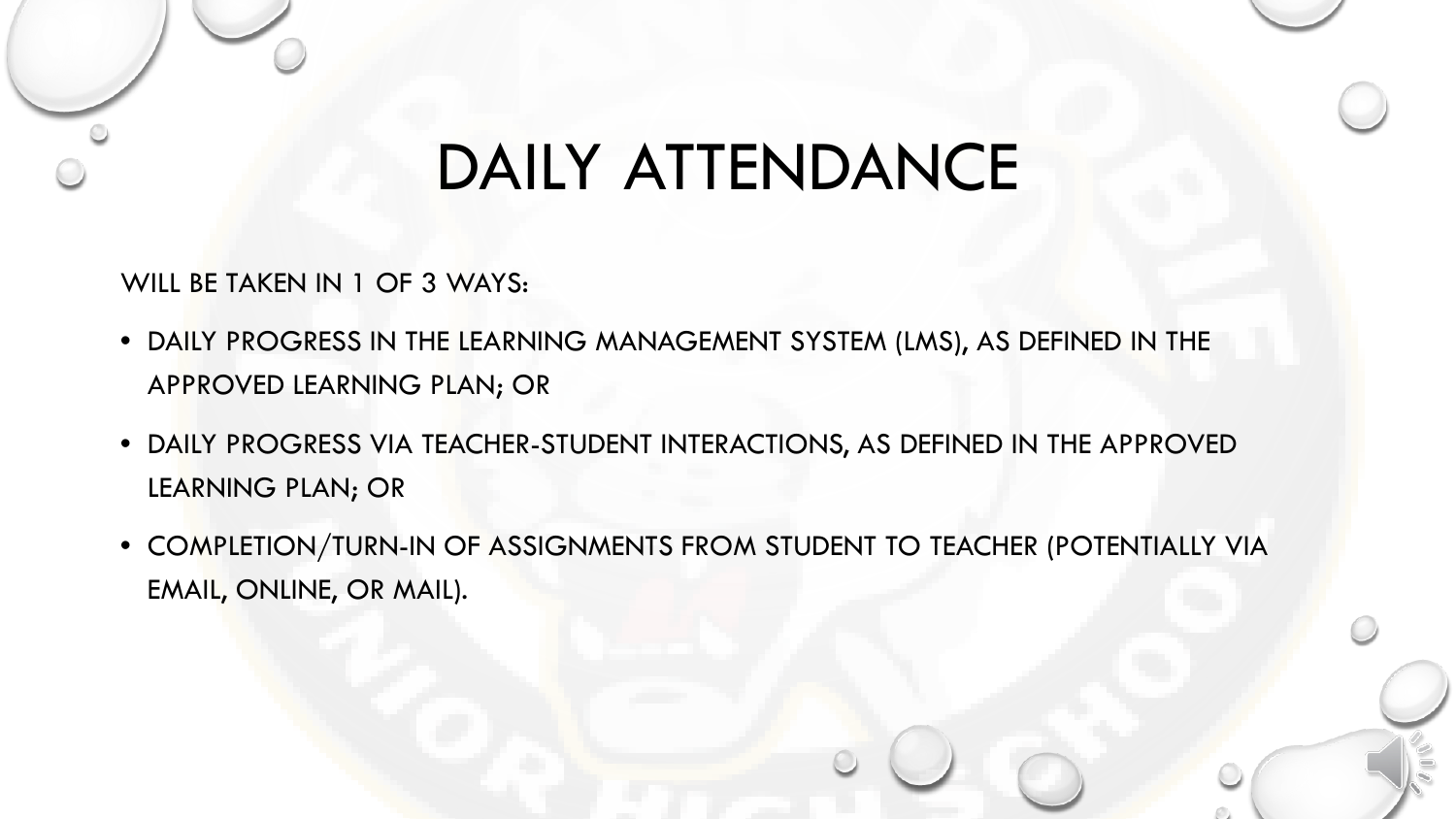# DAILY ATTENDANCE

WILL BE TAKEN IN 1 OF 3 WAYS:

- DAILY PROGRESS IN THE LEARNING MANAGEMENT SYSTEM (LMS), AS DEFINED IN THE APPROVED LEARNING PLAN; OR
- DAILY PROGRESS VIA TEACHER-STUDENT INTERACTIONS, AS DEFINED IN THE APPROVED LEARNING PLAN; OR
- COMPLETION/TURN-IN OF ASSIGNMENTS FROM STUDENT TO TEACHER (POTENTIALLY VIA EMAIL, ONLINE, OR MAIL).